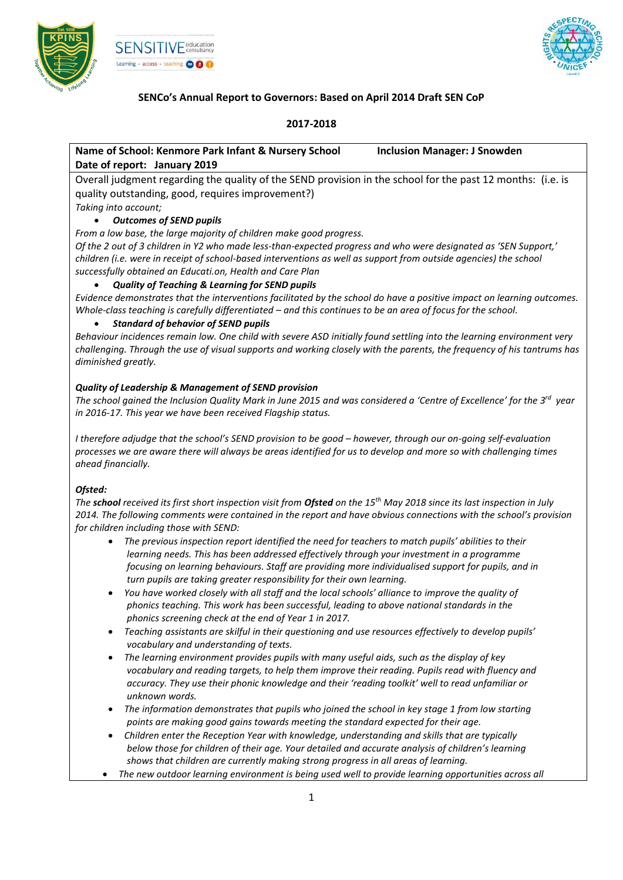**SENCo's Annual Report to Governors: Based on April 2014 Draft SEN CoP**

**2017-2018**

**Name of School: Kenmore Park Infant & Nursery School** **Inclusion Manager: J Snowden**
**Date of report: January 2019**

Overall judgment regarding the quality of the SEND provision in the school for the past 12 months: (i.e. is quality outstanding, good, requires improvement?)

*Taking into account;*

- ***Outcomes of SEND pupils***

*From a low base, the large majority of children make good progress.*
*Of the 2 out of 3 children in Y2 who made less-than-expected progress and who were designated as 'SEN Support,' children (i.e. were in receipt of school-based interventions as well as support from outside agencies) the school successfully obtained an Educati.on, Health and Care Plan*

- ***Quality of Teaching & Learning for SEND pupils***

*Evidence demonstrates that the interventions facilitated by the school do have a positive impact on learning outcomes. Whole-class teaching is carefully differentiated – and this continues to be an area of focus for the school.*

- ***Standard of behavior of SEND pupils***

*Behaviour incidences remain low. One child with severe ASD initially found settling into the learning environment very challenging. Through the use of visual supports and working closely with the parents, the frequency of his tantrums has diminished greatly.*

***Quality of Leadership & Management of SEND provision***

*The school gained the Inclusion Quality Mark in June 2015 and was considered a 'Centre of Excellence' for the 3rd year in 2016-17. This year we have been received Flagship status.*

*I therefore adjudge that the school's SEND provision to be good – however, through our on-going self-evaluation processes we are aware there will always be areas identified for us to develop and more so with challenging times ahead financially.*

***Ofsted:***

*The **school** received its first short inspection visit from **Ofsted** on the 15th May 2018 since its last inspection in July 2014. The following comments were contained in the report and have obvious connections with the school's provision for children including those with SEND:*

- *The previous inspection report identified the need for teachers to match pupils' abilities to their learning needs. This has been addressed effectively through your investment in a programme focusing on learning behaviours. Staff are providing more individualised support for pupils, and in turn pupils are taking greater responsibility for their own learning.*
- *You have worked closely with all staff and the local schools' alliance to improve the quality of phonics teaching. This work has been successful, leading to above national standards in the phonics screening check at the end of Year 1 in 2017.*
- *Teaching assistants are skilful in their questioning and use resources effectively to develop pupils' vocabulary and understanding of texts.*
- *The learning environment provides pupils with many useful aids, such as the display of key vocabulary and reading targets, to help them improve their reading. Pupils read with fluency and accuracy. They use their phonic knowledge and their 'reading toolkit' well to read unfamiliar or unknown words.*
- *The information demonstrates that pupils who joined the school in key stage 1 from low starting points are making good gains towards meeting the standard expected for their age.*
- *Children enter the Reception Year with knowledge, understanding and skills that are typically below those for children of their age. Your detailed and accurate analysis of children's learning shows that children are currently making strong progress in all areas of learning.*
- *The new outdoor learning environment is being used well to provide learning opportunities across all*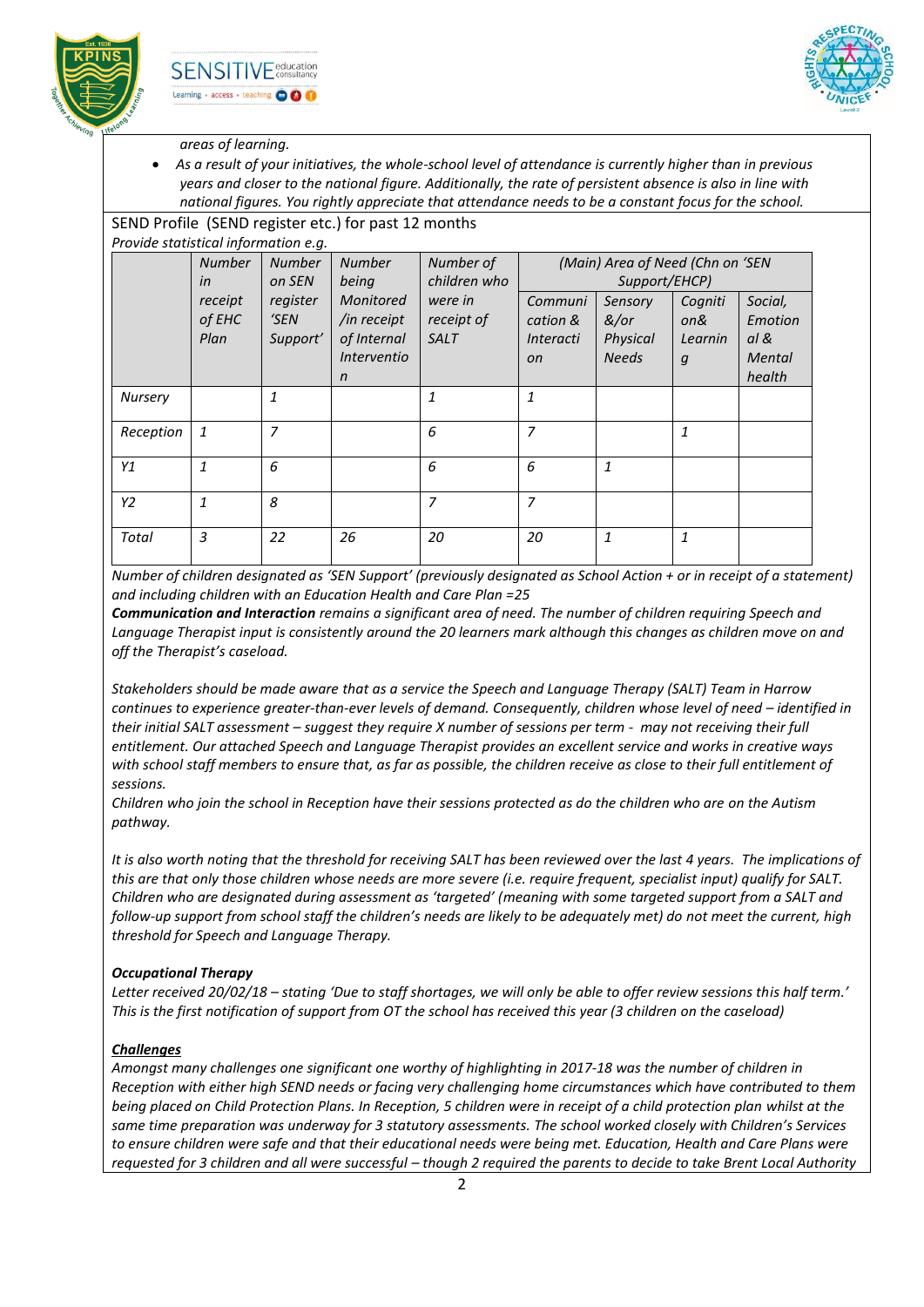*areas of learning.*

- *As a result of your initiatives, the whole-school level of attendance is currently higher than in previous years and closer to the national figure. Additionally, the rate of persistent absence is also in line with national figures. You rightly appreciate that attendance needs to be a constant focus for the school.*

SEND Profile (SEND register etc.) for past 12 months

*Provide statistical information e.g.*

| | *Number in receipt of EHC Plan* | *Number on SEN register 'SEN Support'* | *Number being Monitored /in receipt of Internal Intervention* | *Number of children who were in receipt of SALT* | *(Main) Area of Need (Chn on 'SEN Support/EHCP)* | | | |
|---|---|---|---|---|---|---|---|---|
| | | | | | *Communication & Interaction* | *Sensory &/or Physical Needs* | *Cognition& Learning* | *Social, Emotional & Mental health* |
| *Nursery* | | *1* | | *1* | *1* | | | |
| *Reception* | *1* | *7* | | *6* | *7* | | *1* | |
| *Y1* | *1* | *6* | | *6* | *6* | *1* | | |
| *Y2* | *1* | *8* | | *7* | *7* | | | |
| *Total* | *3* | *22* | *26* | *20* | *20* | *1* | *1* | |

*Number of children designated as 'SEN Support' (previously designated as School Action + or in receipt of a statement) and including children with an Education Health and Care Plan =25*

***Communication and Interaction** remains a significant area of need. The number of children requiring Speech and Language Therapist input is consistently around the 20 learners mark although this changes as children move on and off the Therapist's caseload.*

*Stakeholders should be made aware that as a service the Speech and Language Therapy (SALT) Team in Harrow continues to experience greater-than-ever levels of demand. Consequently, children whose level of need – identified in their initial SALT assessment – suggest they require X number of sessions per term - may not receiving their full entitlement. Our attached Speech and Language Therapist provides an excellent service and works in creative ways with school staff members to ensure that, as far as possible, the children receive as close to their full entitlement of sessions.*

*Children who join the school in Reception have their sessions protected as do the children who are on the Autism pathway.*

*It is also worth noting that the threshold for receiving SALT has been reviewed over the last 4 years. The implications of this are that only those children whose needs are more severe (i.e. require frequent, specialist input) qualify for SALT. Children who are designated during assessment as 'targeted' (meaning with some targeted support from a SALT and follow-up support from school staff the children's needs are likely to be adequately met) do not meet the current, high threshold for Speech and Language Therapy.*

***Occupational Therapy***

*Letter received 20/02/18 – stating 'Due to staff shortages, we will only be able to offer review sessions this half term.' This is the first notification of support from OT the school has received this year (3 children on the caseload)*

***Challenges***

*Amongst many challenges one significant one worthy of highlighting in 2017-18 was the number of children in Reception with either high SEND needs or facing very challenging home circumstances which have contributed to them being placed on Child Protection Plans. In Reception, 5 children were in receipt of a child protection plan whilst at the same time preparation was underway for 3 statutory assessments. The school worked closely with Children's Services to ensure children were safe and that their educational needs were being met. Education, Health and Care Plans were requested for 3 children and all were successful – though 2 required the parents to decide to take Brent Local Authority*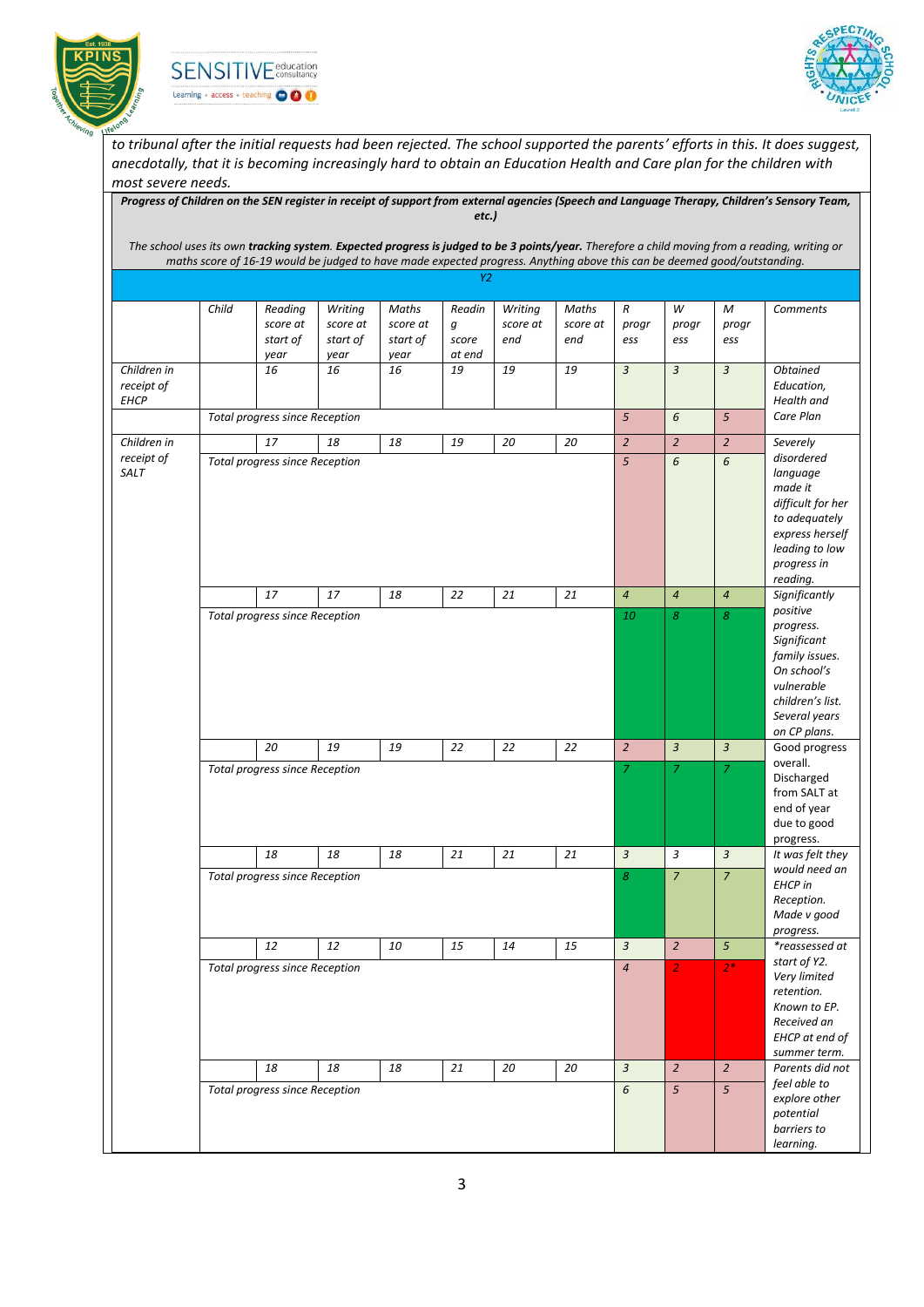*to tribunal after the initial requests had been rejected. The school supported the parents' efforts in this. It does suggest, anecdotally, that it is becoming increasingly hard to obtain an Education Health and Care plan for the children with most severe needs.*

***Progress of Children on the SEN register in receipt of support from external agencies (Speech and Language Therapy, Children's Sensory Team, etc.)***

*The school uses its own **tracking system. Expected progress is judged to be 3 points/year.** Therefore a child moving from a reading, writing or maths score of 16-19 would be judged to have made expected progress. Anything above this can be deemed good/outstanding.*

*Y2*

| | Child | Reading score at start of year | Writing score at start of year | Maths score at start of year | Reading score at end | Writing score at end | Maths score at end | R progress | W progress | M progress | Comments |
|---|---|---|---|---|---|---|---|---|---|---|---|
| Children in receipt of EHCP | | 16 | 16 | 16 | 19 | 19 | 19 | 3 | 3 | 3 | Obtained Education, Health and Care Plan |
| | Total progress since Reception | | | | | | | 5 | 6 | 5 | |
| Children in receipt of SALT | | 17 | 18 | 18 | 19 | 20 | 20 | 2 | 2 | 2 | Severely disordered language made it difficult for her to adequately express herself leading to low progress in reading. |
| | Total progress since Reception | | | | | | | 5 | 6 | 6 | |
| | | 17 | 17 | 18 | 22 | 21 | 21 | 4 | 4 | 4 | Significantly positive progress. Significant family issues. On school's vulnerable children's list. Several years on CP plans. |
| | Total progress since Reception | | | | | | | 10 | 8 | 8 | |
| | | 20 | 19 | 19 | 22 | 22 | 22 | 2 | 3 | 3 | Good progress overall. Discharged from SALT at end of year due to good progress. |
| | Total progress since Reception | | | | | | | 7 | 7 | 7 | |
| | | 18 | 18 | 18 | 21 | 21 | 21 | 3 | 3 | 3 | It was felt they would need an EHCP in Reception. Made v good progress. |
| | Total progress since Reception | | | | | | | 8 | 7 | 7 | |
| | | 12 | 12 | 10 | 15 | 14 | 15 | 3 | 2 | 5 | *reassessed at start of Y2. Very limited retention. Known to EP. Received an EHCP at end of summer term. |
| | Total progress since Reception | | | | | | | 4 | 2 | 2* | |
| | | 18 | 18 | 18 | 21 | 20 | 20 | 3 | 2 | 2 | Parents did not feel able to explore other potential barriers to learning. |
| | Total progress since Reception | | | | | | | 6 | 5 | 5 | |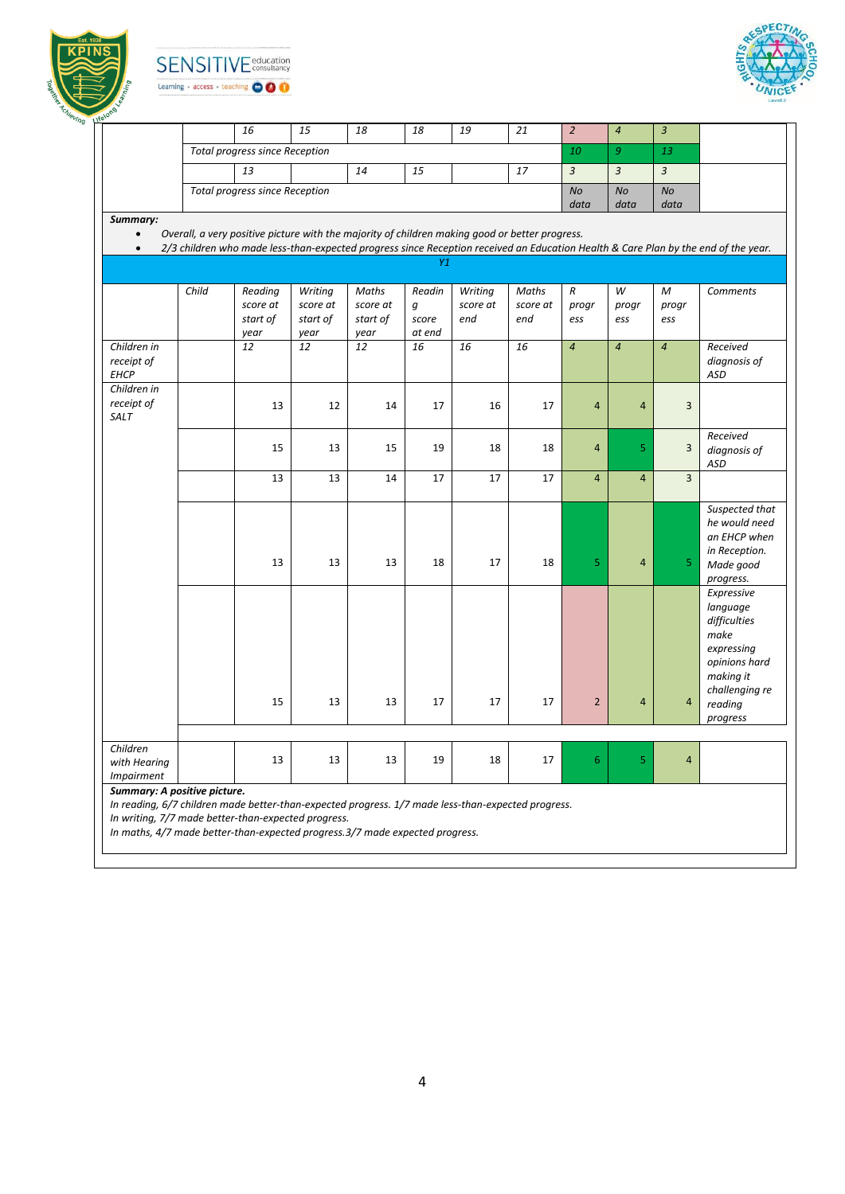| | | | | | | | | | | |
|---|---|---|---|---|---|---|---|---|---|---|
| | | *16* | *15* | *18* | *18* | *19* | *21* | *2* | *4* | *3* |
| | *Total progress since Reception* | | | | | | | *10* | *9* | *13* |
| | | *13* | | *14* | *15* | | *17* | *3* | *3* | *3* |
| | *Total progress since Reception* | | | | | | | *No data* | *No data* | *No data* |

***Summary:***

- *Overall, a very positive picture with the majority of children making good or better progress.*
- *2/3 children who made less-than-expected progress since Reception received an Education Health & Care Plan by the end of the year.*

*Y1*

| | *Child* | *Reading score at start of year* | *Writing score at start of year* | *Maths score at start of year* | *Reading score at end* | *Writing score at end* | *Maths score at end* | *R progress* | *W progress* | *M progress* | *Comments* |
|---|---|---|---|---|---|---|---|---|---|---|---|
| *Children in receipt of EHCP* | | *12* | *12* | *12* | *16* | *16* | *16* | *4* | *4* | *4* | *Received diagnosis of ASD* |
| *Children in receipt of SALT* | | 13 | 12 | 14 | 17 | 16 | 17 | 4 | 4 | 3 | |
| | | 15 | 13 | 15 | 19 | 18 | 18 | 4 | 5 | 3 | *Received diagnosis of ASD* |
| | | 13 | 13 | 14 | 17 | 17 | 17 | 4 | 4 | 3 | |
| | | 13 | 13 | 13 | 18 | 17 | 18 | 5 | 4 | 5 | *Suspected that he would need an EHCP when in Reception. Made good progress.* |
| | | 15 | 13 | 13 | 17 | 17 | 17 | 2 | 4 | 4 | *Expressive language difficulties make expressing opinions hard making it challenging re reading progress* |
| *Children with Hearing Impairment* | | 13 | 13 | 13 | 19 | 18 | 17 | 6 | 5 | 4 | |

***Summary: A positive picture.***

*In reading, 6/7 children made better-than-expected progress. 1/7 made less-than-expected progress.*
*In writing, 7/7 made better-than-expected progress.*
*In maths, 4/7 made better-than-expected progress.3/7 made expected progress.*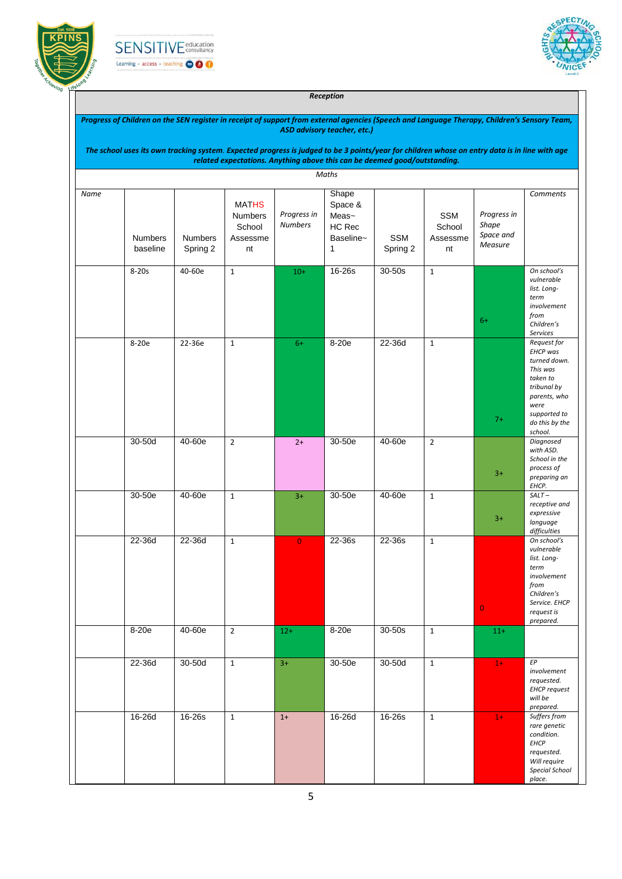**Reception**

***Progress of Children on the SEN register in receipt of support from external agencies (Speech and Language Therapy, Children's Sensory Team, ASD advisory teacher, etc.)***

***The school uses its own tracking system. Expected progress is judged to be 3 points/year for children whose on entry data is in line with age related expectations. Anything above this can be deemed good/outstanding.***

*Maths*

| *Name* | Numbers baseline | Numbers Spring 2 | MATHS Numbers School Assessment | *Progress in Numbers* | Shape Space & Meas~ HC Rec Baseline~ 1 | SSM Spring 2 | SSM School Assessment | *Progress in Shape Space and Measure* | *Comments* |
|---|---|---|---|---|---|---|---|---|---|
| | 8-20s | 40-60e | 1 | 10+ | 16-26s | 30-50s | 1 | 6+ | *On school's vulnerable list. Long-term involvement from Children's Services* |
| | 8-20e | 22-36e | 1 | 6+ | 8-20e | 22-36d | 1 | 7+ | *Request for EHCP was turned down. This was taken to tribunal by parents, who were supported to do this by the school.* |
| | 30-50d | 40-60e | 2 | 2+ | 30-50e | 40-60e | 2 | 3+ | *Diagnosed with ASD. School in the process of preparing an EHCP.* |
| | 30-50e | 40-60e | 1 | 3+ | 30-50e | 40-60e | 1 | 3+ | *SALT – receptive and expressive language difficulties* |
| | 22-36d | 22-36d | 1 | 0 | 22-36s | 22-36s | 1 | 0 | *On school's vulnerable list. Long-term involvement from Children's Service. EHCP request is prepared.* |
| | 8-20e | 40-60e | 2 | 12+ | 8-20e | 30-50s | 1 | 11+ | |
| | 22-36d | 30-50d | 1 | 3+ | 30-50e | 30-50d | 1 | 1+ | *EP involvement requested. EHCP request will be prepared.* |
| | 16-26d | 16-26s | 1 | 1+ | 16-26d | 16-26s | 1 | 1+ | *Suffers from rare genetic condition. EHCP requested. Will require Special School place.* |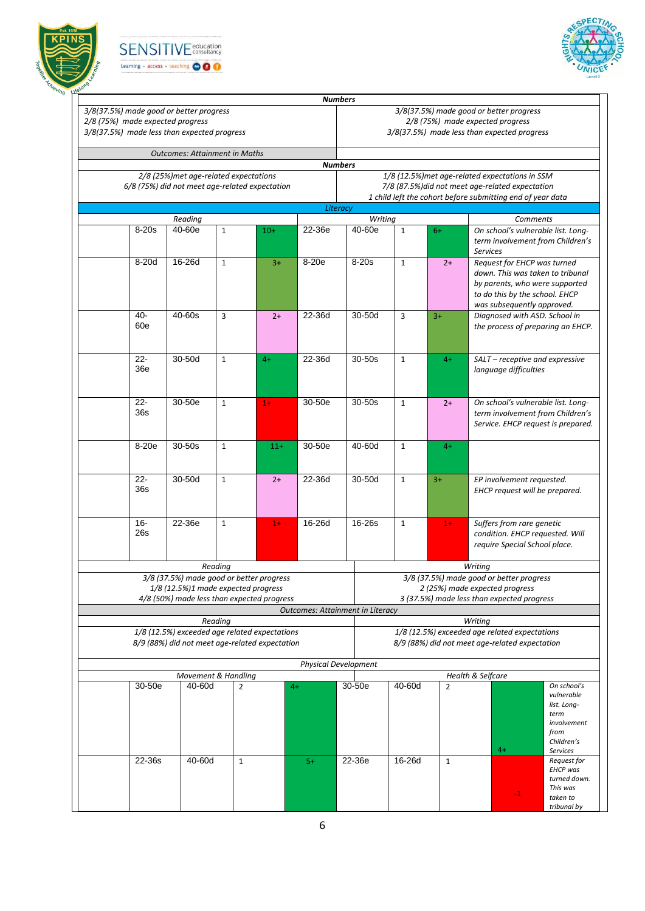| Numbers | |
|---|---|
| 3/8(37.5%) made good or better progress<br>2/8 (75%) made expected progress<br>3/8(37.5%) made less than expected progress | 3/8(37.5%) made good or better progress<br>2/8 (75%) made expected progress<br>3/8(37.5%) made less than expected progress |
| Outcomes: Attainment in Maths | |
| **Numbers** | |
| 2/8 (25%)met age-related expectations<br>6/8 (75%) did not meet age-related expectation | 1/8 (12.5%)met age-related expectations in SSM<br>7/8 (87.5%)did not meet age-related expectation<br>1 child left the cohort before submitting end of year data |

**Literacy**

| | Reading | | | | Writing | | | | Comments |
|---|---|---|---|---|---|---|---|---|---|
| | 8-20s | 40-60e | 1 | 10+ | 22-36e | 40-60e | 1 | 6+ | On school's vulnerable list. Long-term involvement from Children's Services |
| | 8-20d | 16-26d | 1 | 3+ | 8-20e | 8-20s | 1 | 2+ | Request for EHCP was turned down. This was taken to tribunal by parents, who were supported to do this by the school. EHCP was subsequently approved. |
| | 40-60e | 40-60s | 3 | 2+ | 22-36d | 30-50d | 3 | 3+ | Diagnosed with ASD. School in the process of preparing an EHCP. |
| | 22-36e | 30-50d | 1 | 4+ | 22-36d | 30-50s | 1 | 4+ | SALT – receptive and expressive language difficulties |
| | 22-36s | 30-50e | 1 | 1+ | 30-50e | 30-50s | 1 | 2+ | On school's vulnerable list. Long-term involvement from Children's Service. EHCP request is prepared. |
| | 8-20e | 30-50s | 1 | 11+ | 30-50e | 40-60d | 1 | 4+ | |
| | 22-36s | 30-50d | 1 | 2+ | 22-36d | 30-50d | 1 | 3+ | EP involvement requested. EHCP request will be prepared. |
| | 16-26s | 22-36e | 1 | 1+ | 16-26d | 16-26s | 1 | 1+ | Suffers from rare genetic condition. EHCP requested. Will require Special School place. |

| Reading | Writing |
|---|---|
| 3/8 (37.5%) made good or better progress<br>1/8 (12.5%)1 made expected progress<br>4/8 (50%) made less than expected progress | 3/8 (37.5%) made good or better progress<br>2 (25%) made expected progress<br>3 (37.5%) made less than expected progress |
| **Outcomes: Attainment in Literacy** | |
| Reading | Writing |
| 1/8 (12.5%) exceeded age related expectations<br>8/9 (88%) did not meet age-related expectation | 1/8 (12.5%) exceeded age related expectations<br>8/9 (88%) did not meet age-related expectation |

**Physical Development**

| | Movement & Handling | | | | Health & Selfcare | | | | |
|---|---|---|---|---|---|---|---|---|---|
| | 30-50e | 40-60d | 2 | 4+ | 30-50e | 40-60d | 2 | 4+ | On school's vulnerable list. Long-term involvement from Children's Services |
| | 22-36s | 40-60d | 1 | 5+ | 22-36e | 16-26d | 1 | -1 | Request for EHCP was turned down. This was taken to tribunal by |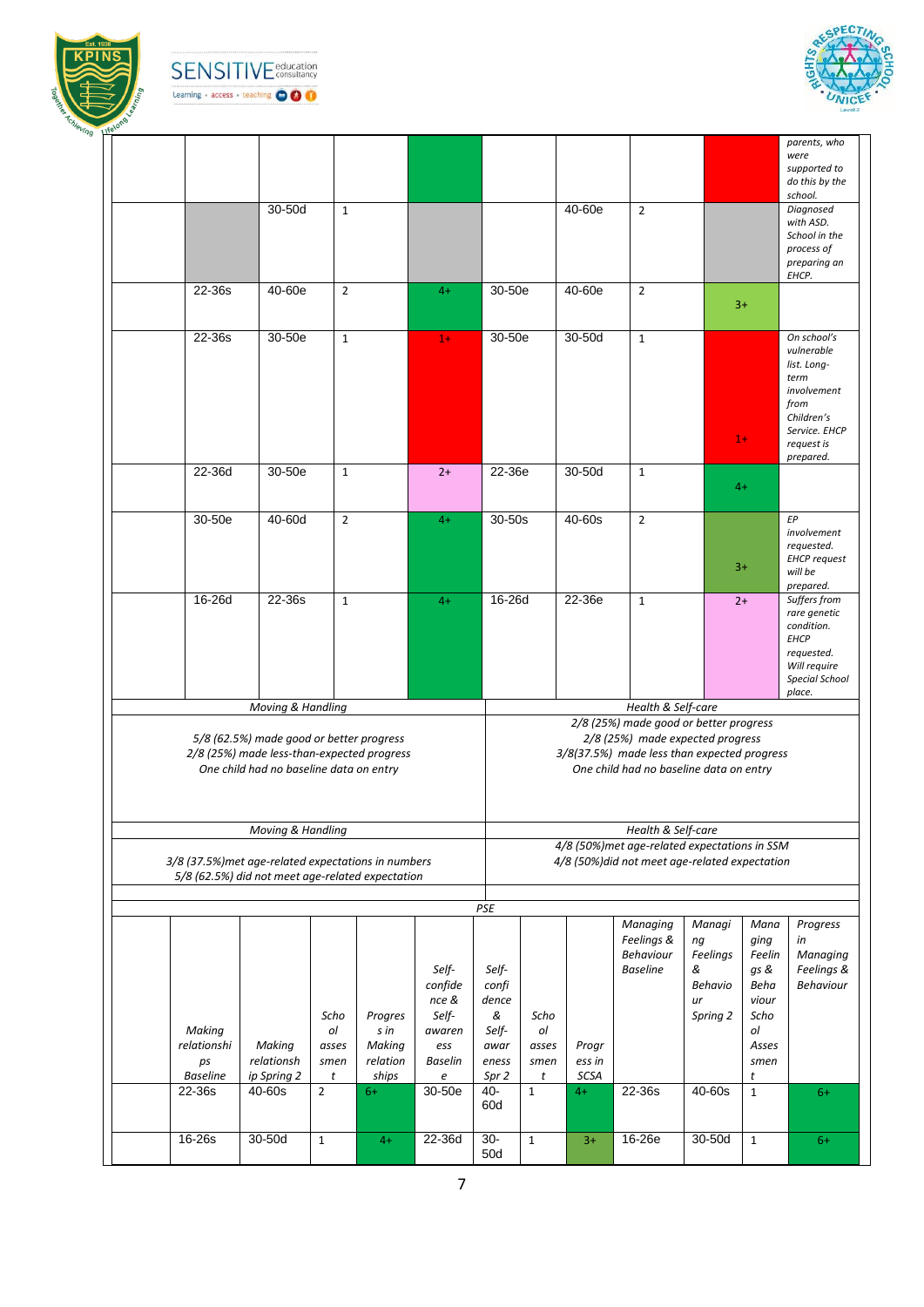| | | | | | | | | | |
|---|---|---|---|---|---|---|---|---|---|
| | | | | | | | | | *parents, who were supported to do this by the school.* |
| | | 30-50d | 1 | | | 40-60e | 2 | | *Diagnosed with ASD. School in the process of preparing an EHCP.* |
| | 22-36s | 40-60e | 2 | 4+ | 30-50e | 40-60e | 2 | 3+ | |
| | 22-36s | 30-50e | 1 | 1+ | 30-50e | 30-50d | 1 | 1+ | *On school's vulnerable list. Long-term involvement from Children's Service. EHCP request is prepared.* |
| | 22-36d | 30-50e | 1 | 2+ | 22-36e | 30-50d | 1 | 4+ | |
| | 30-50e | 40-60d | 2 | 4+ | 30-50s | 40-60s | 2 | 3+ | *EP involvement requested. EHCP request will be prepared.* |
| | 16-26d | 22-36s | 1 | 4+ | 16-26d | 22-36e | 1 | 2+ | *Suffers from rare genetic condition. EHCP requested. Will require Special School place.* |

| *Moving & Handling* | *Health & Self-care* |
|---|---|
| *5/8 (62.5%) made good or better progress*<br>*2/8 (25%) made less-than-expected progress*<br>*One child had no baseline data on entry* | *2/8 (25%) made good or better progress*<br>*2/8 (25%) made expected progress*<br>*3/8(37.5%) made less than expected progress*<br>*One child had no baseline data on entry* |

| *Moving & Handling* | *Health & Self-care* |
|---|---|
| *3/8 (37.5%)met age-related expectations in numbers*<br>*5/8 (62.5%) did not meet age-related expectation* | *4/8 (50%)met age-related expectations in SSM*<br>*4/8 (50%)did not meet age-related expectation* |

*PSE*

| | *Making relationships Baseline* | *Making relationship Spring 2* | *School assessment* | *Progress in Making relationships* | *Self-confidence & Self-awareness Baseline* | *Self-confidence & Self-awareness Spr 2* | *School assessment* | *Progress in SCSA* | *Managing Feelings & Behaviour Baseline* | *Managing Feelings & Behaviour Spring 2* | *Managing Feelings & Behaviour School Assessment* | *Progress in Managing Feelings & Behaviour* |
|---|---|---|---|---|---|---|---|---|---|---|---|---|
| | 22-36s | 40-60s | 2 | 6+ | 30-50e | 40-60d | 1 | 4+ | 22-36s | 40-60s | 1 | 6+ |
| | 16-26s | 30-50d | 1 | 4+ | 22-36d | 30-50d | 1 | 3+ | 16-26e | 30-50d | 1 | 6+ |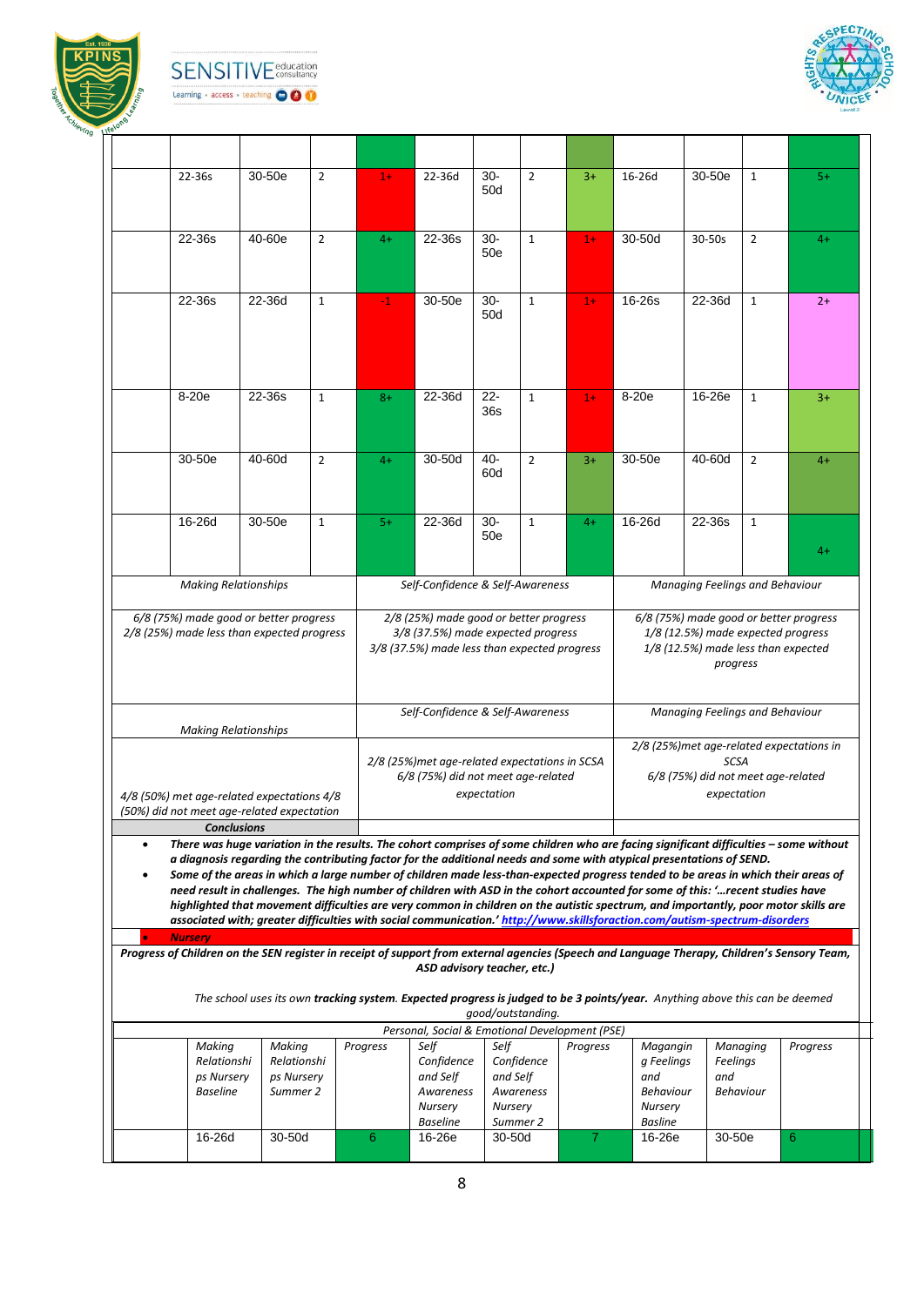| | | | | | | | | | | | | |
|---|---|---|---|---|---|---|---|---|---|---|---|---|
| | 22-36s | 30-50e | 2 | 1+ | 22-36d | 30-50d | 2 | 3+ | 16-26d | 30-50e | 1 | 5+ |
| | 22-36s | 40-60e | 2 | 4+ | 22-36s | 30-50e | 1 | 1+ | 30-50d | 30-50s | 2 | 4+ |
| | 22-36s | 22-36d | 1 | -1 | 30-50e | 30-50d | 1 | 1+ | 16-26s | 22-36d | 1 | 2+ |
| | 8-20e | 22-36s | 1 | 8+ | 22-36d | 22-36s | 1 | 1+ | 8-20e | 16-26e | 1 | 3+ |
| | 30-50e | 40-60d | 2 | 4+ | 30-50d | 40-60d | 2 | 3+ | 30-50e | 40-60d | 2 | 4+ |
| | 16-26d | 30-50e | 1 | 5+ | 22-36d | 30-50e | 1 | 4+ | 16-26d | 22-36s | 1 | 4+ |

| *Making Relationships* | *Self-Confidence & Self-Awareness* | *Managing Feelings and Behaviour* |
|---|---|---|
| *6/8 (75%) made good or better progress 2/8 (25%) made less than expected progress* | *2/8 (25%) made good or better progress 3/8 (37.5%) made expected progress 3/8 (37.5%) made less than expected progress* | *6/8 (75%) made good or better progress 1/8 (12.5%) made expected progress 1/8 (12.5%) made less than expected progress* |
| *Making Relationships* | *Self-Confidence & Self-Awareness* | *Managing Feelings and Behaviour* |
| *4/8 (50%) met age-related expectations 4/8 (50%) did not meet age-related expectation* | *2/8 (25%)met age-related expectations in SCSA 6/8 (75%) did not meet age-related expectation* | *2/8 (25%)met age-related expectations in SCSA 6/8 (75%) did not meet age-related expectation* |

***Conclusions***

- ***There was huge variation in the results. The cohort comprises of some children who are facing significant difficulties – some without a diagnosis regarding the contributing factor for the additional needs and some with atypical presentations of SEND.***
- ***Some of the areas in which a large number of children made less-than-expected progress tended to be areas in which their areas of need result in challenges. The high number of children with ASD in the cohort accounted for some of this: '…recent studies have highlighted that movement difficulties are very common in children on the autistic spectrum, and importantly, poor motor skills are associated with; greater difficulties with social communication.' http://www.skillsforaction.com/autism-spectrum-disorders***

- ***Nursery***

***Progress of Children on the SEN register in receipt of support from external agencies (Speech and Language Therapy, Children's Sensory Team, ASD advisory teacher, etc.)***

*The school uses its own **tracking system**. **Expected progress is judged to be 3 points/year.** Anything above this can be deemed good/outstanding.*

| *Personal, Social & Emotional Development (PSE)* | | | | | | | | | |
|---|---|---|---|---|---|---|---|---|---|
| | *Making Relationships Nursery Baseline* | *Making Relationships Nursery Summer 2* | *Progress* | *Self Confidence and Self Awareness Nursery Baseline* | *Self Confidence and Self Awareness Nursery Summer 2* | *Progress* | *Magaging Feelings and Behaviour Nursery Basline* | *Managing Feelings and Behaviour* | *Progress* |
| | 16-26d | 30-50d | 6 | 16-26e | 30-50d | 7 | 16-26e | 30-50e | 6 |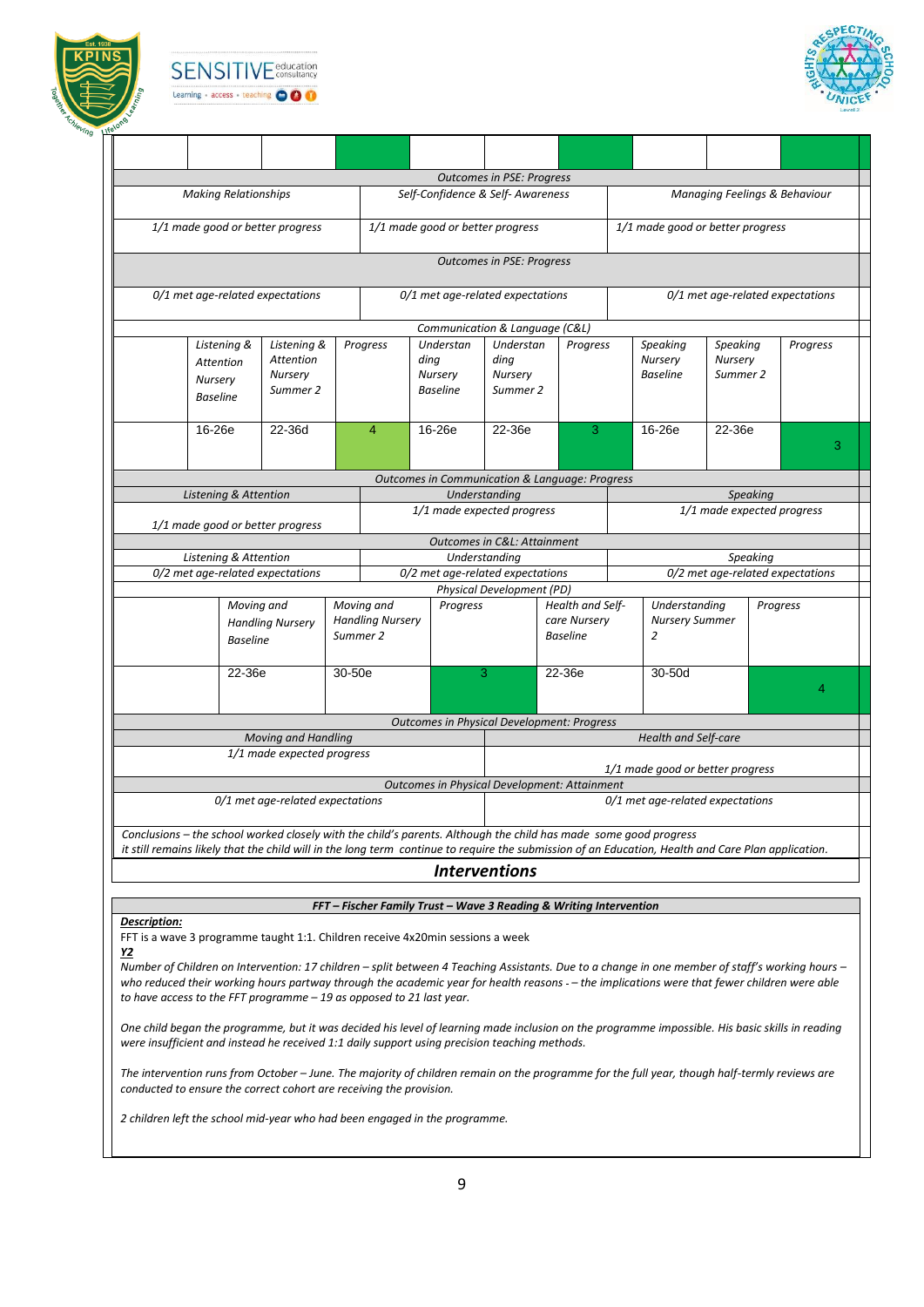| | | | | | | | | | | |
|---|---|---|---|---|---|---|---|---|---|---|

| *Outcomes in PSE: Progress* | | |
|---|---|---|
| *Making Relationships* | *Self-Confidence & Self- Awareness* | *Managing Feelings & Behaviour* |
| *1/1 made good or better progress* | *1/1 made good or better progress* | *1/1 made good or better progress* |
| *Outcomes in PSE: Progress* | | |
| *0/1 met age-related expectations* | *0/1 met age-related expectations* | *0/1 met age-related expectations* |

| *Communication & Language (C&L)* | | | | | | | | | |
|---|---|---|---|---|---|---|---|---|---|
| | *Listening & Attention Nursery Baseline* | *Listening & Attention Nursery Summer 2* | *Progress* | *Understanding Nursery Baseline* | *Understanding Nursery Summer 2* | *Progress* | *Speaking Nursery Baseline* | *Speaking Nursery Summer 2* | *Progress* |
| | 16-26e | 22-36d | 4 | 16-26e | 22-36e | 3 | 16-26e | 22-36e | 3 |

| *Outcomes in Communication & Language: Progress* | | |
|---|---|---|
| *Listening & Attention* | *Understanding* | *Speaking* |
| *1/1 made good or better progress* | *1/1 made expected progress* | *1/1 made expected progress* |
| *Outcomes in C&L: Attainment* | | |
| *Listening & Attention* | *Understanding* | *Speaking* |
| *0/2 met age-related expectations* | *0/2 met age-related expectations* | *0/2 met age-related expectations* |

| *Physical Development (PD)* | | | | | | |
|---|---|---|---|---|---|---|
| | *Moving and Handling Nursery Baseline* | *Moving and Handling Nursery Summer 2* | *Progress* | *Health and Self-care Nursery Baseline* | *Understanding Nursery Summer 2* | *Progress* |
| | 22-36e | 30-50e | 3 | 22-36e | 30-50d | 4 |

| *Outcomes in Physical Development: Progress* | |
|---|---|
| *Moving and Handling* | *Health and Self-care* |
| *1/1 made expected progress* | *1/1 made good or better progress* |
| *Outcomes in Physical Development: Attainment* | |
| *0/1 met age-related expectations* | *0/1 met age-related expectations* |

*Conclusions – the school worked closely with the child's parents. Although the child has made some good progress it still remains likely that the child will in the long term continue to require the submission of an Education, Health and Care Plan application.*

## *Interventions*

### *FFT – Fischer Family Trust – Wave 3 Reading & Writing Intervention*

***Description:***

FFT is a wave 3 programme taught 1:1. Children receive 4x20min sessions a week

***Y2***

*Number of Children on Intervention: 17 children – split between 4 Teaching Assistants. Due to a change in one member of staff's working hours – who reduced their working hours partway through the academic year for health reasons - – the implications were that fewer children were able to have access to the FFT programme – 19 as opposed to 21 last year.*

*One child began the programme, but it was decided his level of learning made inclusion on the programme impossible. His basic skills in reading were insufficient and instead he received 1:1 daily support using precision teaching methods.*

*The intervention runs from October – June. The majority of children remain on the programme for the full year, though half-termly reviews are conducted to ensure the correct cohort are receiving the provision.*

*2 children left the school mid-year who had been engaged in the programme.*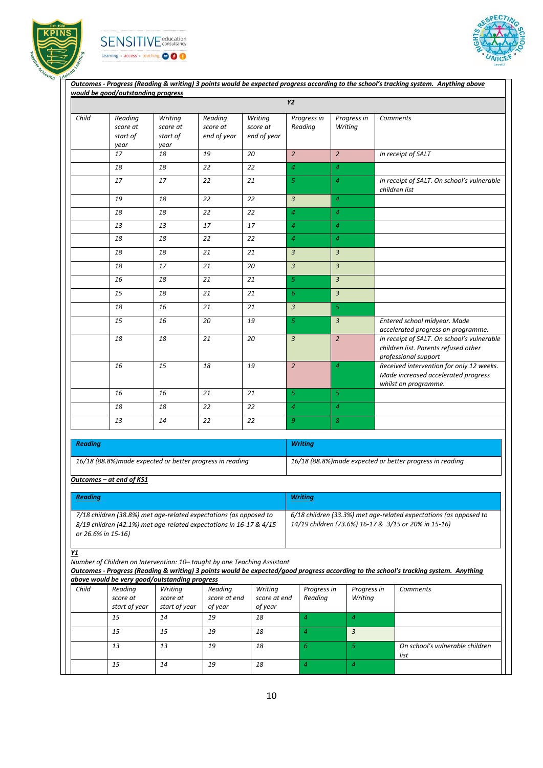***Outcomes - Progress (Reading & writing) 3 points would be expected progress according to the school's tracking system. Anything above would be good/outstanding progress***

| | | | | | | | |
|---|---|---|---|---|---|---|---|
| | | | | **Y2** | | | |
| *Child* | *Reading score at start of year* | *Writing score at start of year* | *Reading score at end of year* | *Writing score at end of year* | *Progress in Reading* | *Progress in Writing* | *Comments* |
| | *17* | *18* | *19* | *20* | *2* | *2* | *In receipt of SALT* |
| | *18* | *18* | *22* | *22* | *4* | *4* | |
| | *17* | *17* | *22* | *21* | *5* | *4* | *In receipt of SALT. On school's vulnerable children list* |
| | *19* | *18* | *22* | *22* | *3* | *4* | |
| | *18* | *18* | *22* | *22* | *4* | *4* | |
| | *13* | *13* | *17* | *17* | *4* | *4* | |
| | *18* | *18* | *22* | *22* | *4* | *4* | |
| | *18* | *18* | *21* | *21* | *3* | *3* | |
| | *18* | *17* | *21* | *20* | *3* | *3* | |
| | *16* | *18* | *21* | *21* | *5* | *3* | |
| | *15* | *18* | *21* | *21* | *6* | *3* | |
| | *18* | *16* | *21* | *21* | *3* | *5* | |
| | *15* | *16* | *20* | *19* | *5* | *3* | *Entered school midyear. Made accelerated progress on programme.* |
| | *18* | *18* | *21* | *20* | *3* | *2* | *In receipt of SALT. On school's vulnerable children list. Parents refused other professional support* |
| | *16* | *15* | *18* | *19* | *2* | *4* | *Received intervention for only 12 weeks. Made increased accelerated progress whilst on programme.* |
| | *16* | *16* | *21* | *21* | *5* | *5* | |
| | *18* | *18* | *22* | *22* | *4* | *4* | |
| | *13* | *14* | *22* | *22* | *9* | *8* | |

| ***Reading*** | ***Writing*** |
|---|---|
| *16/18 (88.8%)made expected or better progress in reading* | *16/18 (88.8%)made expected or better progress in reading* |

***Outcomes – at end of KS1***

| ***Reading*** | ***Writing*** |
|---|---|
| *7/18 children (38.8%) met age-related expectations (as opposed to 8/19 children (42.1%) met age-related expectations in 16-17 & 4/15 or 26.6% in 15-16)* | *6/18 children (33.3%) met age-related expectations (as opposed to 14/19 children (73.6%) 16-17 & 3/15 or 20% in 15-16)* |

***Y1***

*Number of Children on Intervention: 10– taught by one Teaching Assistant*

***Outcomes - Progress (Reading & writing) 3 points would be expected/good progress according to the school's tracking system. Anything above would be very good/outstanding progress***

| *Child* | *Reading score at start of year* | *Writing score at start of year* | *Reading score at end of year* | *Writing score at end of year* | *Progress in Reading* | *Progress in Writing* | *Comments* |
|---|---|---|---|---|---|---|---|
| | *15* | *14* | *19* | *18* | *4* | *4* | |
| | *15* | *15* | *19* | *18* | *4* | *3* | |
| | *13* | *13* | *19* | *18* | *6* | *5* | *On school's vulnerable children list* |
| | *15* | *14* | *19* | *18* | *4* | *4* | |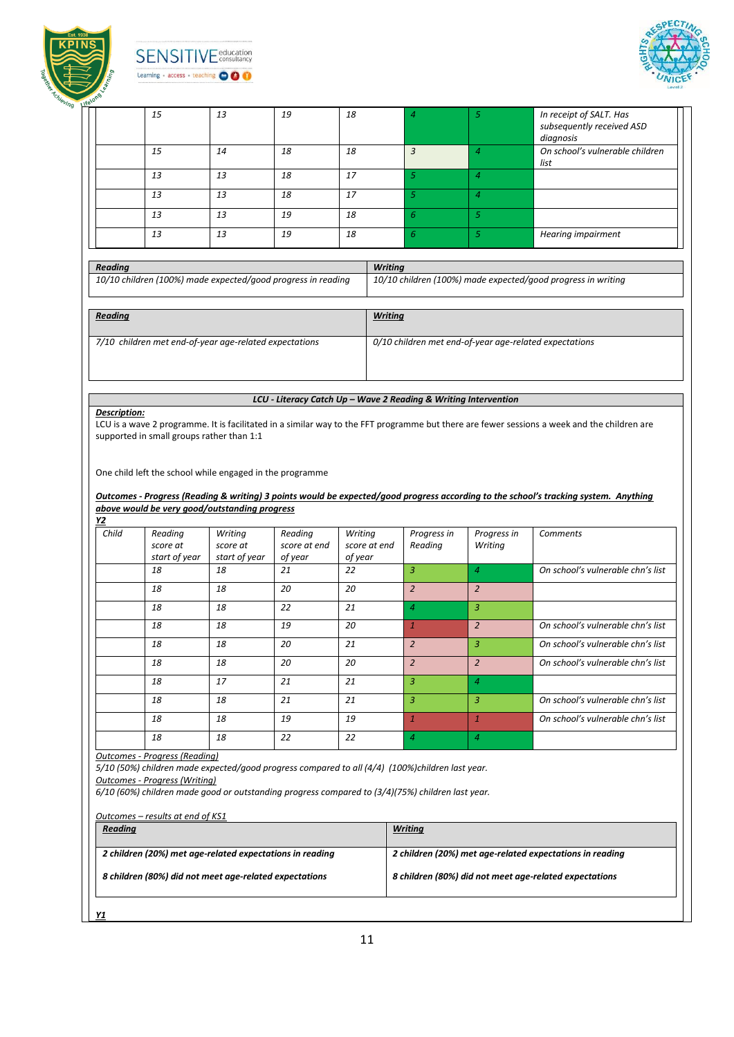| | 15 | 13 | 19 | 18 | 4 | 5 | In receipt of SALT. Has subsequently received ASD diagnosis |
|---|---|---|---|---|---|---|---|
| | 15 | 14 | 18 | 18 | 3 | 4 | On school's vulnerable children list |
| | 13 | 13 | 18 | 17 | 5 | 4 | |
| | 13 | 13 | 18 | 17 | 5 | 4 | |
| | 13 | 13 | 19 | 18 | 6 | 5 | |
| | 13 | 13 | 19 | 18 | 6 | 5 | Hearing impairment |

| *Reading* | *Writing* |
|---|---|
| *10/10 children (100%) made expected/good progress in reading* | *10/10 children (100%) made expected/good progress in writing* |

| ***Reading*** | ***Writing*** |
|---|---|
| *7/10 children met end-of-year age-related expectations* | *0/10 children met end-of-year age-related expectations* |

***LCU - Literacy Catch Up – Wave 2 Reading & Writing Intervention***

***Description:***

LCU is a wave 2 programme. It is facilitated in a similar way to the FFT programme but there are fewer sessions a week and the children are supported in small groups rather than 1:1

One child left the school while engaged in the programme

***Outcomes - Progress (Reading & writing) 3 points would be expected/good progress according to the school's tracking system. Anything above would be very good/outstanding progress***

***Y2***

| *Child* | *Reading score at start of year* | *Writing score at start of year* | *Reading score at end of year* | *Writing score at end of year* | *Progress in Reading* | *Progress in Writing* | *Comments* |
|---|---|---|---|---|---|---|---|
| | 18 | 18 | 21 | 22 | 3 | 4 | On school's vulnerable chn's list |
| | 18 | 18 | 20 | 20 | 2 | 2 | |
| | 18 | 18 | 22 | 21 | 4 | 3 | |
| | 18 | 18 | 19 | 20 | 1 | 2 | On school's vulnerable chn's list |
| | 18 | 18 | 20 | 21 | 2 | 3 | On school's vulnerable chn's list |
| | 18 | 18 | 20 | 20 | 2 | 2 | On school's vulnerable chn's list |
| | 18 | 17 | 21 | 21 | 3 | 4 | |
| | 18 | 18 | 21 | 21 | 3 | 3 | On school's vulnerable chn's list |
| | 18 | 18 | 19 | 19 | 1 | 1 | On school's vulnerable chn's list |
| | 18 | 18 | 22 | 22 | 4 | 4 | |

*Outcomes - Progress (Reading)*

*5/10 (50%) children made expected/good progress compared to all (4/4) (100%)children last year.*

*Outcomes - Progress (Writing)*

*6/10 (60%) children made good or outstanding progress compared to (3/4)(75%) children last year.*

*Outcomes – results at end of KS1*

| ***Reading*** | ***Writing*** |
|---|---|
| ***2 children (20%) met age-related expectations in reading*** <br> ***8 children (80%) did not meet age-related expectations*** | ***2 children (20%) met age-related expectations in reading*** <br> ***8 children (80%) did not meet age-related expectations*** |

***Y1***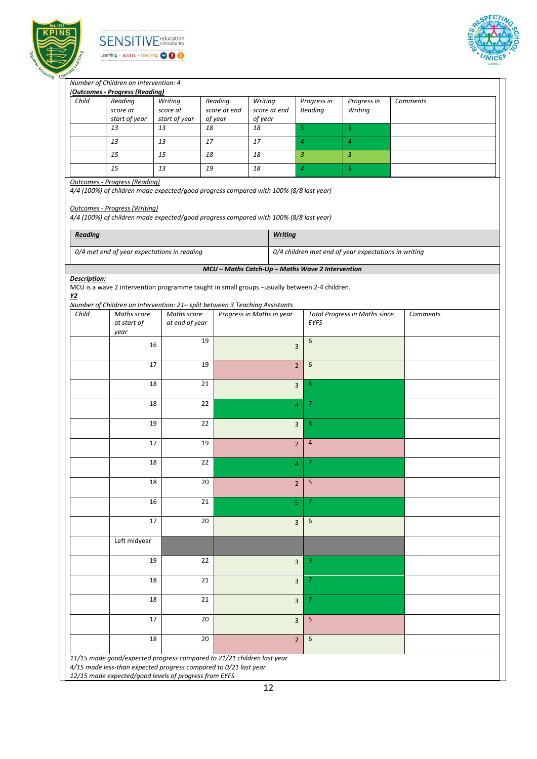*Number of Children on Intervention: 4*

***(Outcomes - Progress (Reading)***

| *Child* | *Reading score at start of year* | *Writing score at start of year* | *Reading score at end of year* | *Writing score at end of year* | *Progress in Reading* | *Progress in Writing* | *Comments* |
|---|---|---|---|---|---|---|---|
| | *13* | *13* | *18* | *18* | *5* | *5* | |
| | *13* | *13* | *17* | *17* | *4* | *4* | |
| | *15* | *15* | *18* | *18* | *3* | *3* | |
| | *15* | *13* | *19* | *18* | *4* | *5* | |

*Outcomes - Progress (Reading)*

*4/4 (100%) of children made expected/good progress compared with 100% (8/8 last year)*

*Outcomes - Progress (Writing)*

*4/4 (100%) of children made expected/good progress compared with 100% (8/8 last year)*

| ***Reading*** | ***Writing*** |
|---|---|
| *0/4 met end of year expectations in reading* | *0/4 children met end of year expectations in writing* |

***MCU – Maths Catch-Up – Maths Wave 2 Intervention***

***Description:***

MCU is a wave 2 intervention programme taught in small groups –usually between 2-4 children.

***Y2***

*Number of Children on Intervention: 21– split between 3 Teaching Assistants*

| *Child* | *Maths score at start of year* | *Maths score at end of year* | *Progress in Maths in year* | *Total Progress in Maths since EYFS* | *Comments* |
|---|---|---|---|---|---|
| | 16 | 19 | 3 | 6 | |
| | 17 | 19 | 2 | 6 | |
| | 18 | 21 | 3 | 8 | |
| | 18 | 22 | 4 | 7 | |
| | 19 | 22 | 3 | 8 | |
| | 17 | 19 | 2 | 4 | |
| | 18 | 22 | 4 | 7 | |
| | 18 | 20 | 2 | 5 | |
| | 16 | 21 | 5 | 7 | |
| | 17 | 20 | 3 | 6 | |
| | Left midyear | | | | |
| | 19 | 22 | 3 | 9 | |
| | 18 | 21 | 3 | 7 | |
| | 18 | 21 | 3 | 7 | |
| | 17 | 20 | 3 | 5 | |
| | 18 | 20 | 2 | 6 | |

*11/15 made good/expected progress compared to 21/21 children last year*

*4/15 made less-than expected progress compared to 0/21 last year*

*12/15 made expected/good levels of progress from EYFS*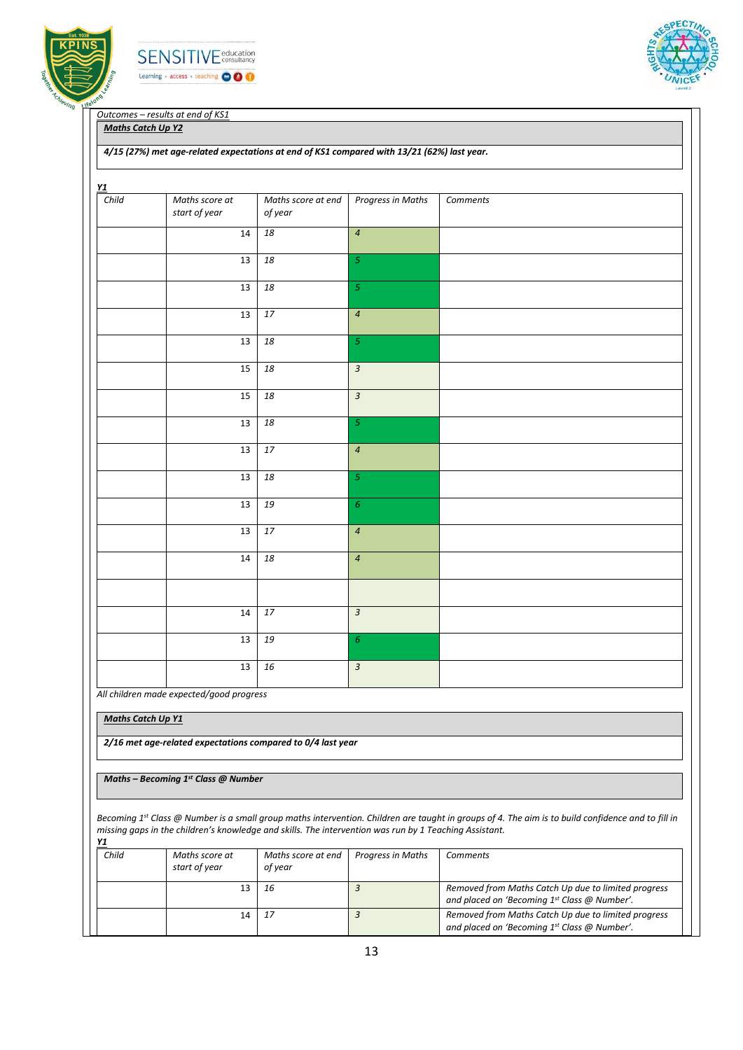*Outcomes – results at end of KS1*

***Maths Catch Up Y2***

***4/15 (27%) met age-related expectations at end of KS1 compared with 13/21 (62%) last year.***

***Y1***

| *Child* | *Maths score at start of year* | *Maths score at end of year* | *Progress in Maths* | *Comments* |
|---|---|---|---|---|
| | 14 | *18* | *4* | |
| | 13 | *18* | *5* | |
| | 13 | *18* | *5* | |
| | 13 | *17* | *4* | |
| | 13 | *18* | *5* | |
| | 15 | *18* | *3* | |
| | 15 | *18* | *3* | |
| | 13 | *18* | *5* | |
| | 13 | *17* | *4* | |
| | 13 | *18* | *5* | |
| | 13 | *19* | *6* | |
| | 13 | *17* | *4* | |
| | 14 | *18* | *4* | |
| | | | | |
| | 14 | *17* | *3* | |
| | 13 | *19* | *6* | |
| | 13 | *16* | *3* | |

*All children made expected/good progress*

***Maths Catch Up Y1***

***2/16 met age-related expectations compared to 0/4 last year***

***Maths – Becoming 1st Class @ Number***

*Becoming 1st Class @ Number is a small group maths intervention. Children are taught in groups of 4. The aim is to build confidence and to fill in missing gaps in the children's knowledge and skills. The intervention was run by 1 Teaching Assistant.*

***Y1***

| *Child* | *Maths score at start of year* | *Maths score at end of year* | *Progress in Maths* | *Comments* |
|---|---|---|---|---|
| | 13 | *16* | *3* | *Removed from Maths Catch Up due to limited progress and placed on 'Becoming 1st Class @ Number'.* |
| | 14 | *17* | *3* | *Removed from Maths Catch Up due to limited progress and placed on 'Becoming 1st Class @ Number'.* |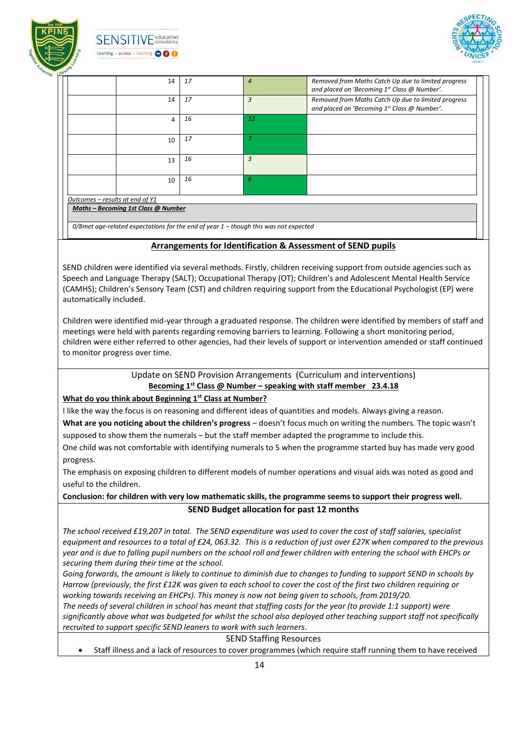|  | 14 | 17 | 4 | Removed from Maths Catch Up due to limited progress and placed on 'Becoming 1st Class @ Number'. |
|---|---|---|---|---|
|  | 14 | 17 | 3 | Removed from Maths Catch Up due to limited progress and placed on 'Becoming 1st Class @ Number'. |
|  | 4 | 16 | 12 |  |
|  | 10 | 17 | 7 |  |
|  | 13 | 16 | 3 |  |
|  | 10 | 16 | 6 |  |

*Outcomes – results at end of Y1*

***Maths – Becoming 1st Class @ Number***

*0/8met age-related expectations for the end of year 1 – though this was not expected*

## Arrangements for Identification & Assessment of SEND pupils

SEND children were identified via several methods. Firstly, children receiving support from outside agencies such as Speech and Language Therapy (SALT); Occupational Therapy (OT); Children's and Adolescent Mental Health Service (CAMHS); Children's Sensory Team (CST) and children requiring support from the Educational Psychologist (EP) were automatically included.

Children were identified mid-year through a graduated response. The children were identified by members of staff and meetings were held with parents regarding removing barriers to learning. Following a short monitoring period, children were either referred to other agencies, had their levels of support or intervention amended or staff continued to monitor progress over time.

## Update on SEND Provision Arrangements (Curriculum and interventions)

**Becoming 1st Class @ Number – speaking with staff member 23.4.18**

**What do you think about Beginning 1st Class at Number?**

I like the way the focus is on reasoning and different ideas of quantities and models. Always giving a reason.

**What are you noticing about the children's progress** – doesn't focus much on writing the numbers. The topic wasn't supposed to show them the numerals – but the staff member adapted the programme to include this.

One child was not comfortable with identifying numerals to 5 when the programme started buy has made very good progress.

The emphasis on exposing children to different models of number operations and visual aids was noted as good and useful to the children.

**Conclusion: for children with very low mathematic skills, the programme seems to support their progress well.**

## SEND Budget allocation for past 12 months

*The school received £19,207 in total. The SEND expenditure was used to cover the cost of staff salaries, specialist equipment and resources to a total of £24, 063.32. This is a reduction of just over £27K when compared to the previous year and is due to falling pupil numbers on the school roll and fewer children with entering the school with EHCPs or securing them during their time at the school.*

*Going forwards, the amount is likely to continue to diminish due to changes to funding to support SEND in schools by Harrow (previously, the first £12K was given to each school to cover the cost of the first two children requiring or working towards receiving an EHCPs). This money is now not being given to schools, from 2019/20.*

*The needs of several children in school has meant that staffing costs for the year (to provide 1:1 support) were significantly above what was budgeted for whilst the school also deployed other teaching support staff not specifically recruited to support specific SEND leaners to work with such learners.*

## SEND Staffing Resources

- Staff illness and a lack of resources to cover programmes (which require staff running them to have received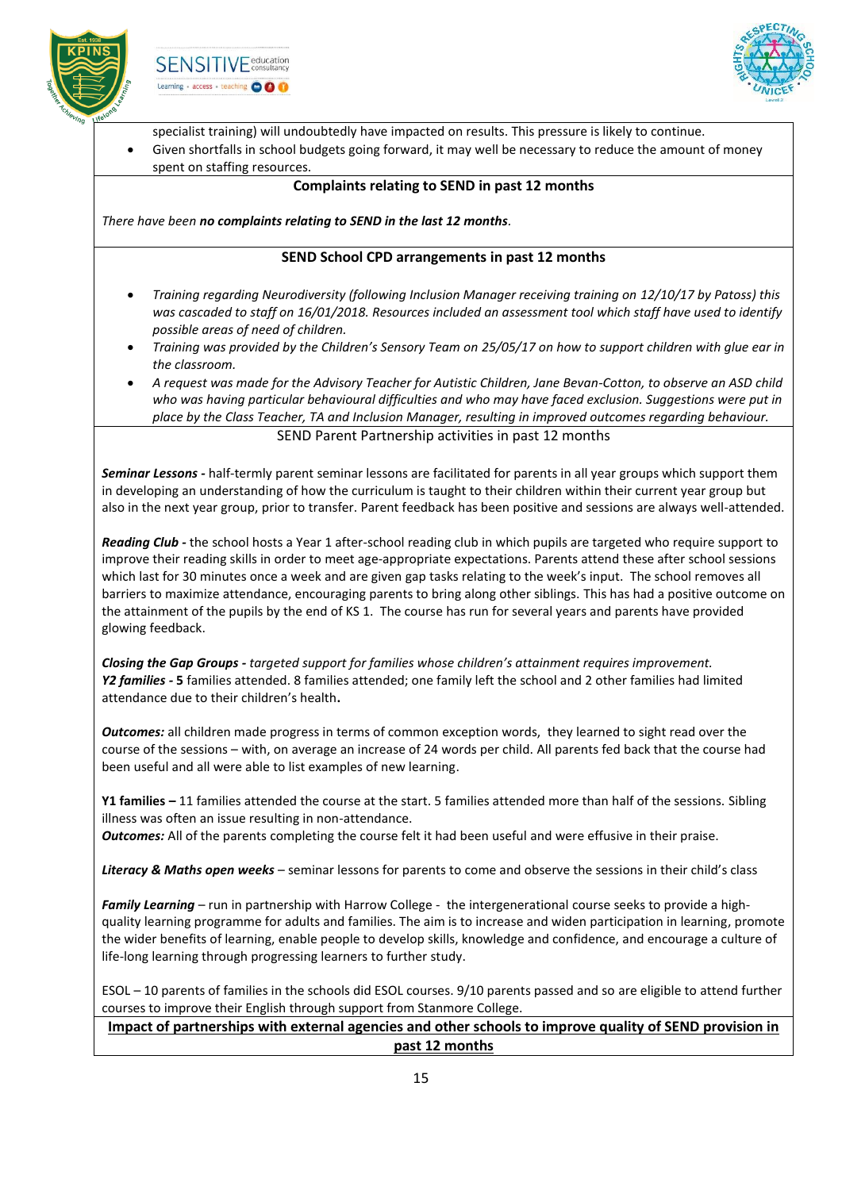specialist training) will undoubtedly have impacted on results. This pressure is likely to continue.

- Given shortfalls in school budgets going forward, it may well be necessary to reduce the amount of money spent on staffing resources.

**Complaints relating to SEND in past 12 months**

*There have been **no complaints relating to SEND in the last 12 months**.*

**SEND School CPD arrangements in past 12 months**

- *Training regarding Neurodiversity (following Inclusion Manager receiving training on 12/10/17 by Patoss) this was cascaded to staff on 16/01/2018. Resources included an assessment tool which staff have used to identify possible areas of need of children.*
- *Training was provided by the Children's Sensory Team on 25/05/17 on how to support children with glue ear in the classroom.*
- *A request was made for the Advisory Teacher for Autistic Children, Jane Bevan-Cotton, to observe an ASD child who was having particular behavioural difficulties and who may have faced exclusion. Suggestions were put in place by the Class Teacher, TA and Inclusion Manager, resulting in improved outcomes regarding behaviour.*

SEND Parent Partnership activities in past 12 months

***Seminar Lessons -*** half-termly parent seminar lessons are facilitated for parents in all year groups which support them in developing an understanding of how the curriculum is taught to their children within their current year group but also in the next year group, prior to transfer. Parent feedback has been positive and sessions are always well-attended.

***Reading Club -*** the school hosts a Year 1 after-school reading club in which pupils are targeted who require support to improve their reading skills in order to meet age-appropriate expectations. Parents attend these after school sessions which last for 30 minutes once a week and are given gap tasks relating to the week's input. The school removes all barriers to maximize attendance, encouraging parents to bring along other siblings. This has had a positive outcome on the attainment of the pupils by the end of KS 1. The course has run for several years and parents have provided glowing feedback.

***Closing the Gap Groups -*** *targeted support for families whose children's attainment requires improvement.*
***Y2 families -*** **5** families attended. 8 families attended; one family left the school and 2 other families had limited attendance due to their children's health**.**

***Outcomes:*** all children made progress in terms of common exception words, they learned to sight read over the course of the sessions – with, on average an increase of 24 words per child. All parents fed back that the course had been useful and all were able to list examples of new learning.

**Y1 families –** 11 families attended the course at the start. 5 families attended more than half of the sessions. Sibling illness was often an issue resulting in non-attendance.
***Outcomes:*** All of the parents completing the course felt it had been useful and were effusive in their praise.

***Literacy & Maths open weeks*** – seminar lessons for parents to come and observe the sessions in their child's class

***Family Learning*** – run in partnership with Harrow College - the intergenerational course seeks to provide a high-quality learning programme for adults and families. The aim is to increase and widen participation in learning, promote the wider benefits of learning, enable people to develop skills, knowledge and confidence, and encourage a culture of life-long learning through progressing learners to further study.

ESOL – 10 parents of families in the schools did ESOL courses. 9/10 parents passed and so are eligible to attend further courses to improve their English through support from Stanmore College.

**<u>Impact of partnerships with external agencies and other schools to improve quality of SEND provision in past 12 months</u>**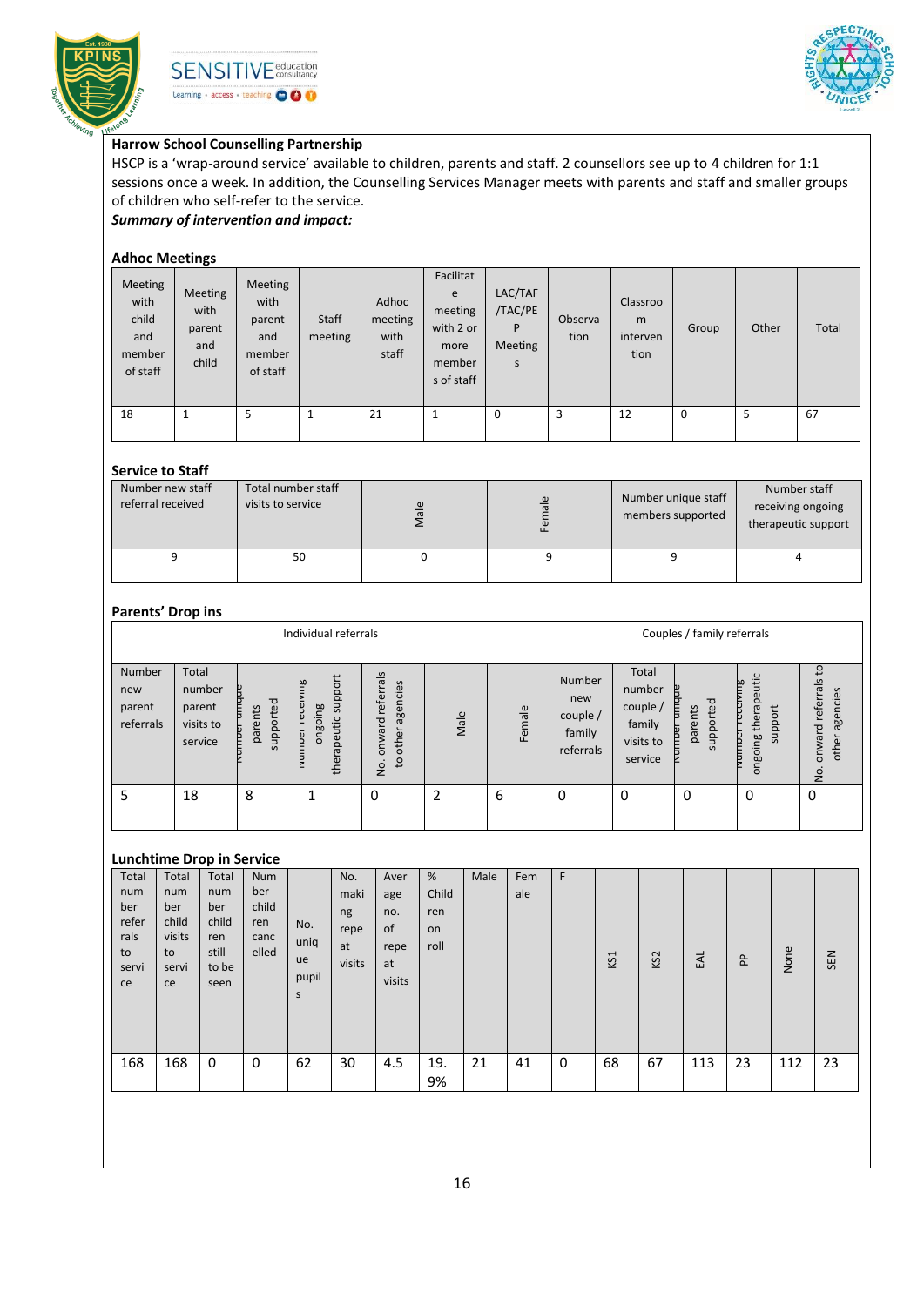**Harrow School Counselling Partnership**

HSCP is a 'wrap-around service' available to children, parents and staff. 2 counsellors see up to 4 children for 1:1 sessions once a week. In addition, the Counselling Services Manager meets with parents and staff and smaller groups of children who self-refer to the service.

***Summary of intervention and impact:***

**Adhoc Meetings**

| Meeting with child and member of staff | Meeting with parent and child | Meeting with parent and member of staff | Staff meeting | Adhoc meeting with staff | Facilitate meeting with 2 or more members of staff | LAC/TAF/TAC/PEP Meetings | Observation | Classroom intervention | Group | Other | Total |
|---|---|---|---|---|---|---|---|---|---|---|---|
| 18 | 1 | 5 | 1 | 21 | 1 | 0 | 3 | 12 | 0 | 5 | 67 |

**Service to Staff**

| Number new staff referral received | Total number staff visits to service | Male | Female | Number unique staff members supported | Number staff receiving ongoing therapeutic support |
|---|---|---|---|---|---|
| 9 | 50 | 0 | 9 | 9 | 4 |

**Parents' Drop ins**

| Individual referrals | | | | | | | Couples / family referrals | | | | |
|---|---|---|---|---|---|---|---|---|---|---|---|
| Number new parent referrals | Total number parent visits to service | Number unique parents supported | Number receiving ongoing therapeutic support | No. onward referrals to other agencies | Male | Female | Number new couple / family referrals | Total number couple / family visits to service | Number unique parents supported | Number receiving ongoing therapeutic support | No. onward referrals to other agencies |
| 5 | 18 | 8 | 1 | 0 | 2 | 6 | 0 | 0 | 0 | 0 | 0 |

**Lunchtime Drop in Service**

| Total number referrals to service | Total number child visits to service | Total number children still to be seen | Number children cancelled | No. unique pupils | No. making repeat visits | Average no. of repeat visits | % Children on roll | Male | Female | F | KS1 | KS2 | EAL | PP | None | SEN |
|---|---|---|---|---|---|---|---|---|---|---|---|---|---|---|---|---|
| 168 | 168 | 0 | 0 | 62 | 30 | 4.5 | 19.9% | 21 | 41 | 0 | 68 | 67 | 113 | 23 | 112 | 23 |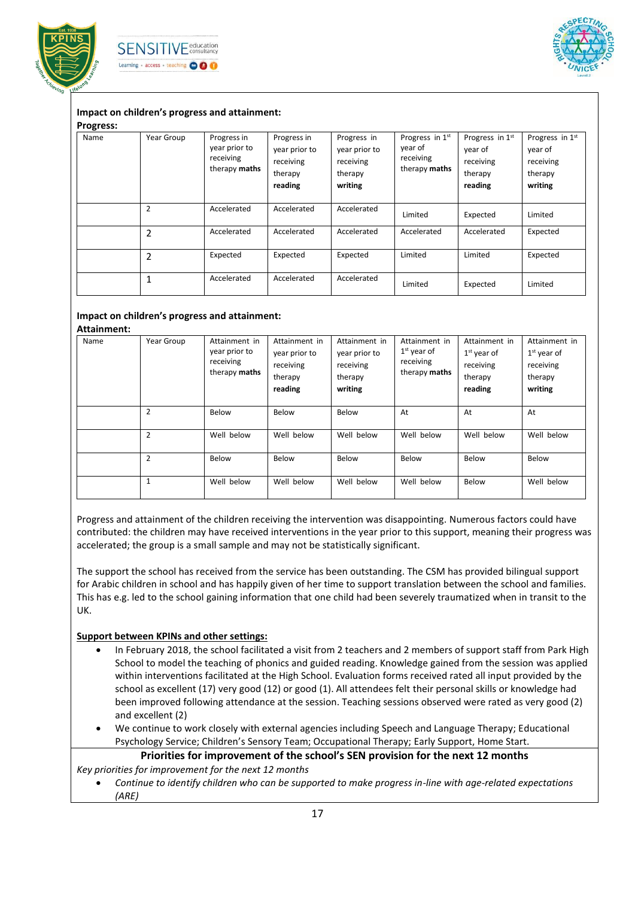**Impact on children's progress and attainment:**

**Progress:**

| Name | Year Group | Progress in year prior to receiving therapy **maths** | Progress in year prior to receiving therapy **reading** | Progress in year prior to receiving therapy **writing** | Progress in 1st year of receiving therapy **maths** | Progress in 1st year of receiving therapy **reading** | Progress in 1st year of receiving therapy **writing** |
|---|---|---|---|---|---|---|---|
| | 2 | Accelerated | Accelerated | Accelerated | Limited | Expected | Limited |
| | 2 | Accelerated | Accelerated | Accelerated | Accelerated | Accelerated | Expected |
| | 2 | Expected | Expected | Expected | Limited | Limited | Expected |
| | 1 | Accelerated | Accelerated | Accelerated | Limited | Expected | Limited |

**Impact on children's progress and attainment:**

**Attainment:**

| Name | Year Group | Attainment in year prior to receiving therapy **maths** | Attainment in year prior to receiving therapy **reading** | Attainment in year prior to receiving therapy **writing** | Attainment in 1st year of receiving therapy **maths** | Attainment in 1st year of receiving therapy **reading** | Attainment in 1st year of receiving therapy **writing** |
|---|---|---|---|---|---|---|---|
| | 2 | Below | Below | Below | At | At | At |
| | 2 | Well below | Well below | Well below | Well below | Well below | Well below |
| | 2 | Below | Below | Below | Below | Below | Below |
| | 1 | Well below | Well below | Well below | Well below | Below | Well below |

Progress and attainment of the children receiving the intervention was disappointing. Numerous factors could have contributed: the children may have received interventions in the year prior to this support, meaning their progress was accelerated; the group is a small sample and may not be statistically significant.

The support the school has received from the service has been outstanding. The CSM has provided bilingual support for Arabic children in school and has happily given of her time to support translation between the school and families. This has e.g. led to the school gaining information that one child had been severely traumatized when in transit to the UK.

**Support between KPINs and other settings:**

- In February 2018, the school facilitated a visit from 2 teachers and 2 members of support staff from Park High School to model the teaching of phonics and guided reading. Knowledge gained from the session was applied within interventions facilitated at the High School. Evaluation forms received rated all input provided by the school as excellent (17) very good (12) or good (1). All attendees felt their personal skills or knowledge had been improved following attendance at the session. Teaching sessions observed were rated as very good (2) and excellent (2)
- We continue to work closely with external agencies including Speech and Language Therapy; Educational Psychology Service; Children's Sensory Team; Occupational Therapy; Early Support, Home Start.

**Priorities for improvement of the school's SEN provision for the next 12 months**

*Key priorities for improvement for the next 12 months*

- *Continue to identify children who can be supported to make progress in-line with age-related expectations (ARE)*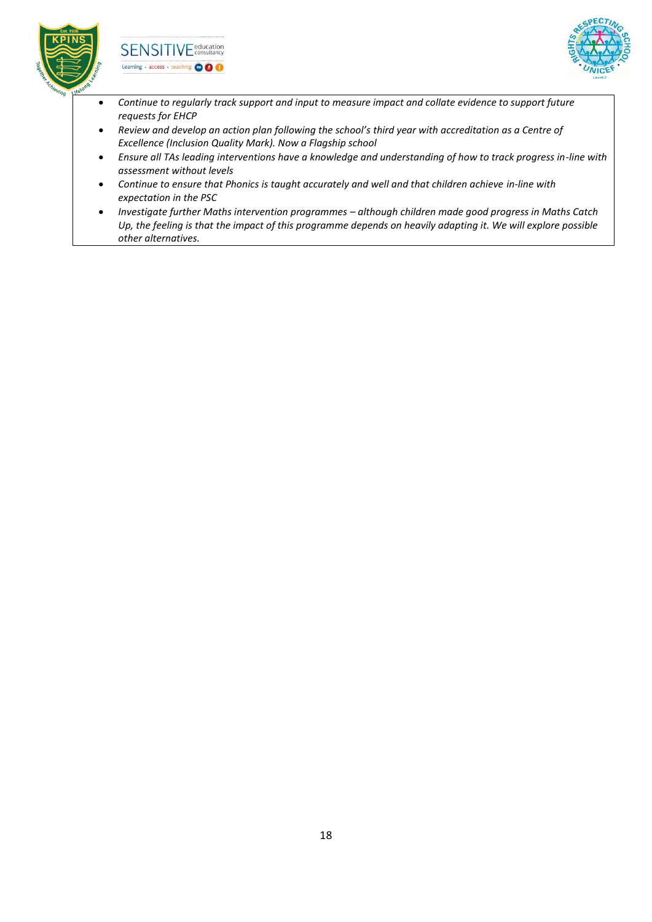- *Continue to regularly track support and input to measure impact and collate evidence to support future requests for EHCP*
- *Review and develop an action plan following the school's third year with accreditation as a Centre of Excellence (Inclusion Quality Mark). Now a Flagship school*
- *Ensure all TAs leading interventions have a knowledge and understanding of how to track progress in-line with assessment without levels*
- *Continue to ensure that Phonics is taught accurately and well and that children achieve in-line with expectation in the PSC*
- *Investigate further Maths intervention programmes – although children made good progress in Maths Catch Up, the feeling is that the impact of this programme depends on heavily adapting it. We will explore possible other alternatives.*